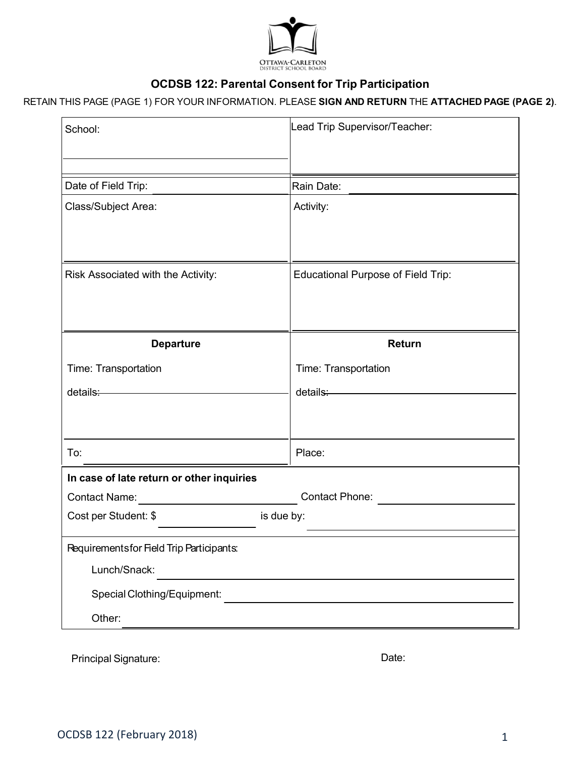# OCDSB 122: Parental Consent for Trip Participation

RETAIN THIS PAGE (PAGE 1) FOR YOUR INFORMATION. PLEASE **SIGN AND RETURN** THE **ATTACHED PAGE (PAGE 2)**.

| School: | Lead Trip Supervisor/Teacher: |
|---|---|
| Date of Field Trip: | Rain Date: |
| Class/Subject Area: | Activity: |
| Risk Associated with the Activity: | Educational Purpose of Field Trip: |
| **Departure**<br>Time: Transportation details: | **Return**<br>Time: Transportation details: |
| To: | Place: |

**In case of late return or other inquiries**

Contact Name: ____________________ Contact Phone: ____________________

Cost per Student: $ __________ is due by: __________

Requirements for Field Trip Participants:

- Lunch/Snack: ____________________
- Special Clothing/Equipment: ____________________
- Other: ____________________

Principal Signature: Date:

OCDSB 122 (February 2018)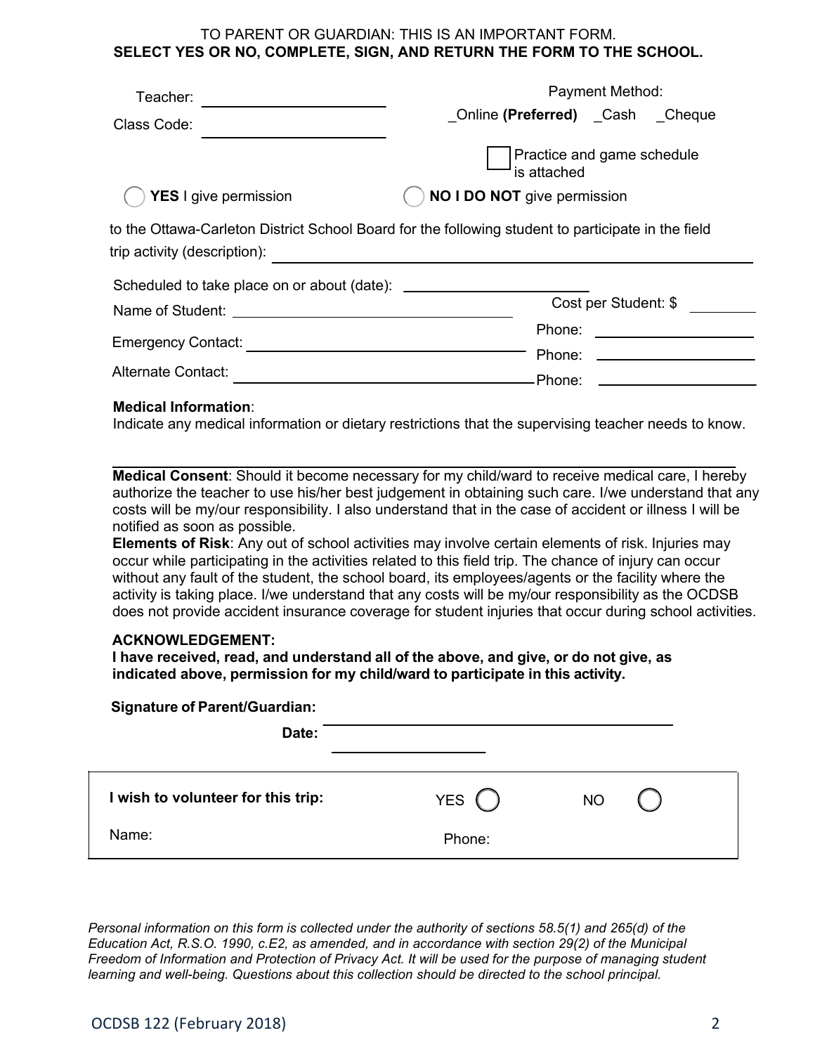TO PARENT OR GUARDIAN: THIS IS AN IMPORTANT FORM.
**SELECT YES OR NO, COMPLETE, SIGN, AND RETURN THE FORM TO THE SCHOOL.**

Teacher: ____________________

Class Code: ____________________

Payment Method:
_Online **(Preferred)** _Cash _Cheque

☐ Practice and game schedule is attached

◯ **YES** I give permission ◯ **NO I DO NOT** give permission

to the Ottawa-Carleton District School Board for the following student to participate in the field trip activity (description): ____________________

Scheduled to take place on or about (date): ____________________

Name of Student: ____________________ Cost per Student: $ ________

Phone: ____________________

Emergency Contact: ____________________ Phone: ____________________

Alternate Contact: ____________________ Phone: ____________________

**Medical Information**:
Indicate any medical information or dietary restrictions that the supervising teacher needs to know.

____________________

**Medical Consent**: Should it become necessary for my child/ward to receive medical care, I hereby authorize the teacher to use his/her best judgement in obtaining such care. I/we understand that any costs will be my/our responsibility. I also understand that in the case of accident or illness I will be notified as soon as possible.

**Elements of Risk**: Any out of school activities may involve certain elements of risk. Injuries may occur while participating in the activities related to this field trip. The chance of injury can occur without any fault of the student, the school board, its employees/agents or the facility where the activity is taking place. I/we understand that any costs will be my/our responsibility as the OCDSB does not provide accident insurance coverage for student injuries that occur during school activities.

**ACKNOWLEDGEMENT:**
**I have received, read, and understand all of the above, and give, or do not give, as indicated above, permission for my child/ward to participate in this activity.**

**Signature of Parent/Guardian:** ____________________

**Date:** ____________________

**I wish to volunteer for this trip:** YES ◯ NO ◯

Name: Phone:

*Personal information on this form is collected under the authority of sections 58.5(1) and 265(d) of the Education Act, R.S.O. 1990, c.E2, as amended, and in accordance with section 29(2) of the Municipal Freedom of Information and Protection of Privacy Act. It will be used for the purpose of managing student learning and well-being. Questions about this collection should be directed to the school principal.*

OCDSB 122 (February 2018)